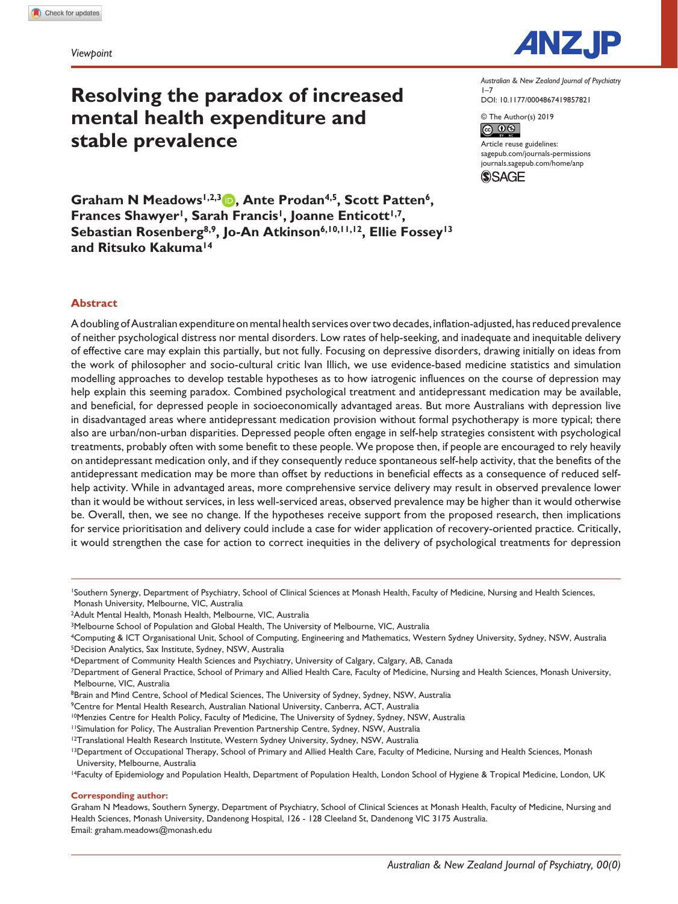*Viewpoint*

# Resolving the paradox of increased mental health expenditure and stable prevalence

Australian & New Zealand Journal of Psychiatry
1–7
DOI: 10.1177/0004867419857821

© The Author(s) 2019
Article reuse guidelines:
sagepub.com/journals-permissions
journals.sagepub.com/home/anp

**Graham N Meadows[1,2,3], Ante Prodan[4,5], Scott Patten[6], Frances Shawyer[1], Sarah Francis[1], Joanne Enticott[1,7], Sebastian Rosenberg[8,9], Jo-An Atkinson[6,10,11,12], Ellie Fossey[13] and Ritsuko Kakuma[14]**

## Abstract

A doubling of Australian expenditure on mental health services over two decades, inflation-adjusted, has reduced prevalence of neither psychological distress nor mental disorders. Low rates of help-seeking, and inadequate and inequitable delivery of effective care may explain this partially, but not fully. Focusing on depressive disorders, drawing initially on ideas from the work of philosopher and socio-cultural critic Ivan Illich, we use evidence-based medicine statistics and simulation modelling approaches to develop testable hypotheses as to how iatrogenic influences on the course of depression may help explain this seeming paradox. Combined psychological treatment and antidepressant medication may be available, and beneficial, for depressed people in socioeconomically advantaged areas. But more Australians with depression live in disadvantaged areas where antidepressant medication provision without formal psychotherapy is more typical; there also are urban/non-urban disparities. Depressed people often engage in self-help strategies consistent with psychological treatments, probably often with some benefit to these people. We propose then, if people are encouraged to rely heavily on antidepressant medication only, and if they consequently reduce spontaneous self-help activity, that the benefits of the antidepressant medication may be more than offset by reductions in beneficial effects as a consequence of reduced self-help activity. While in advantaged areas, more comprehensive service delivery may result in observed prevalence lower than it would be without services, in less well-serviced areas, observed prevalence may be higher than it would otherwise be. Overall, then, we see no change. If the hypotheses receive support from the proposed research, then implications for service prioritisation and delivery could include a case for wider application of recovery-oriented practice. Critically, it would strengthen the case for action to correct inequities in the delivery of psychological treatments for depression

[1]Southern Synergy, Department of Psychiatry, School of Clinical Sciences at Monash Health, Faculty of Medicine, Nursing and Health Sciences, Monash University, Melbourne, VIC, Australia
[2]Adult Mental Health, Monash Health, Melbourne, VIC, Australia
[3]Melbourne School of Population and Global Health, The University of Melbourne, VIC, Australia
[4]Computing & ICT Organisational Unit, School of Computing, Engineering and Mathematics, Western Sydney University, Sydney, NSW, Australia
[5]Decision Analytics, Sax Institute, Sydney, NSW, Australia
[6]Department of Community Health Sciences and Psychiatry, University of Calgary, Calgary, AB, Canada
[7]Department of General Practice, School of Primary and Allied Health Care, Faculty of Medicine, Nursing and Health Sciences, Monash University, Melbourne, VIC, Australia
[8]Brain and Mind Centre, School of Medical Sciences, The University of Sydney, Sydney, NSW, Australia
[9]Centre for Mental Health Research, Australian National University, Canberra, ACT, Australia
[10]Menzies Centre for Health Policy, Faculty of Medicine, The University of Sydney, Sydney, NSW, Australia
[11]Simulation for Policy, The Australian Prevention Partnership Centre, Sydney, NSW, Australia
[12]Translational Health Research Institute, Western Sydney University, Sydney, NSW, Australia
[13]Department of Occupational Therapy, School of Primary and Allied Health Care, Faculty of Medicine, Nursing and Health Sciences, Monash University, Melbourne, VIC, Australia
[14]Faculty of Epidemiology and Population Health, Department of Population Health, London School of Hygiene & Tropical Medicine, London, UK

**Corresponding author:**
Graham N Meadows, Southern Synergy, Department of Psychiatry, School of Clinical Sciences at Monash Health, Faculty of Medicine, Nursing and Health Sciences, Monash University, Dandenong Hospital, 126 - 128 Cleeland St, Dandenong VIC 3175 Australia.
Email: graham.meadows@monash.edu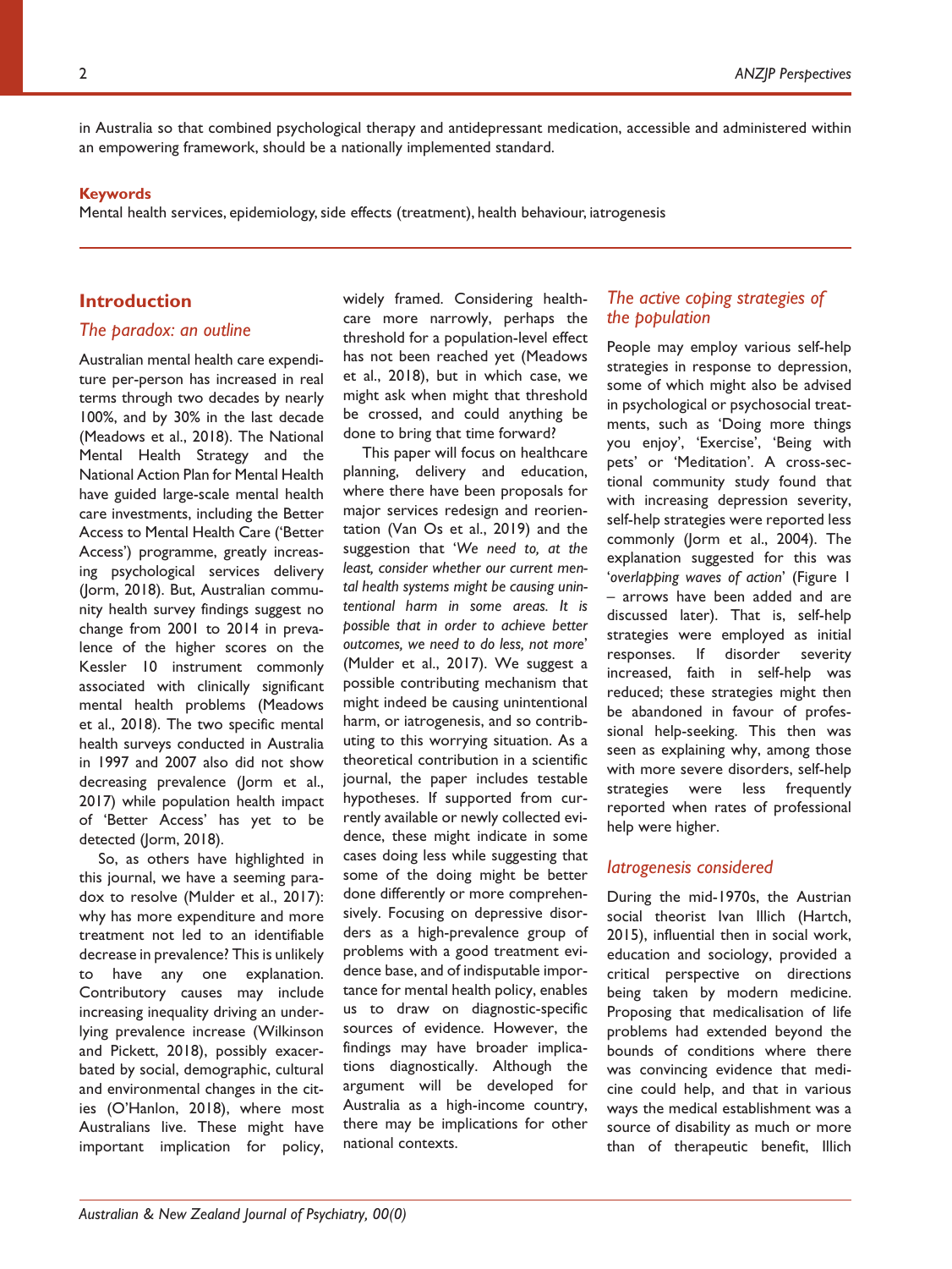in Australia so that combined psychological therapy and antidepressant medication, accessible and administered within an empowering framework, should be a nationally implemented standard.

**Keywords**

Mental health services, epidemiology, side effects (treatment), health behaviour, iatrogenesis

## Introduction

### *The paradox: an outline*

Australian mental health care expenditure per-person has increased in real terms through two decades by nearly 100%, and by 30% in the last decade (Meadows et al., 2018). The National Mental Health Strategy and the National Action Plan for Mental Health have guided large-scale mental health care investments, including the Better Access to Mental Health Care ('Better Access') programme, greatly increasing psychological services delivery (Jorm, 2018). But, Australian community health survey findings suggest no change from 2001 to 2014 in prevalence of the higher scores on the Kessler 10 instrument commonly associated with clinically significant mental health problems (Meadows et al., 2018). The two specific mental health surveys conducted in Australia in 1997 and 2007 also did not show decreasing prevalence (Jorm et al., 2017) while population health impact of 'Better Access' has yet to be detected (Jorm, 2018).

So, as others have highlighted in this journal, we have a seeming paradox to resolve (Mulder et al., 2017): why has more expenditure and more treatment not led to an identifiable decrease in prevalence? This is unlikely to have any one explanation. Contributory causes may include increasing inequality driving an underlying prevalence increase (Wilkinson and Pickett, 2018), possibly exacerbated by social, demographic, cultural and environmental changes in the cities (O'Hanlon, 2018), where most Australians live. These might have important implication for policy, widely framed. Considering healthcare more narrowly, perhaps the threshold for a population-level effect has not been reached yet (Meadows et al., 2018), but in which case, we might ask when might that threshold be crossed, and could anything be done to bring that time forward?

This paper will focus on healthcare planning, delivery and education, where there have been proposals for major services redesign and reorientation (Van Os et al., 2019) and the suggestion that '*We need to, at the least, consider whether our current mental health systems might be causing unintentional harm in some areas. It is possible that in order to achieve better outcomes, we need to do less, not more*' (Mulder et al., 2017). We suggest a possible contributing mechanism that might indeed be causing unintentional harm, or iatrogenesis, and so contributing to this worrying situation. As a theoretical contribution in a scientific journal, the paper includes testable hypotheses. If supported from currently available or newly collected evidence, these might indicate in some cases doing less while suggesting that some of the doing might be better done differently or more comprehensively. Focusing on depressive disorders as a high-prevalence group of problems with a good treatment evidence base, and of indisputable importance for mental health policy, enables us to draw on diagnostic-specific sources of evidence. However, the findings may have broader implications diagnostically. Although the argument will be developed for Australia as a high-income country, there may be implications for other national contexts.

### *The active coping strategies of the population*

People may employ various self-help strategies in response to depression, some of which might also be advised in psychological or psychosocial treatments, such as 'Doing more things you enjoy', 'Exercise', 'Being with pets' or 'Meditation'. A cross-sectional community study found that with increasing depression severity, self-help strategies were reported less commonly (Jorm et al., 2004). The explanation suggested for this was '*overlapping waves of action*' (Figure 1 – arrows have been added and are discussed later). That is, self-help strategies were employed as initial responses. If disorder severity increased, faith in self-help was reduced; these strategies might then be abandoned in favour of professional help-seeking. This then was seen as explaining why, among those with more severe disorders, self-help strategies were less frequently reported when rates of professional help were higher.

### *Iatrogenesis considered*

During the mid-1970s, the Austrian social theorist Ivan Illich (Hartch, 2015), influential then in social work, education and sociology, provided a critical perspective on directions being taken by modern medicine. Proposing that medicalisation of life problems had extended beyond the bounds of conditions where there was convincing evidence that medicine could help, and that in various ways the medical establishment was a source of disability as much or more than of therapeutic benefit, Illich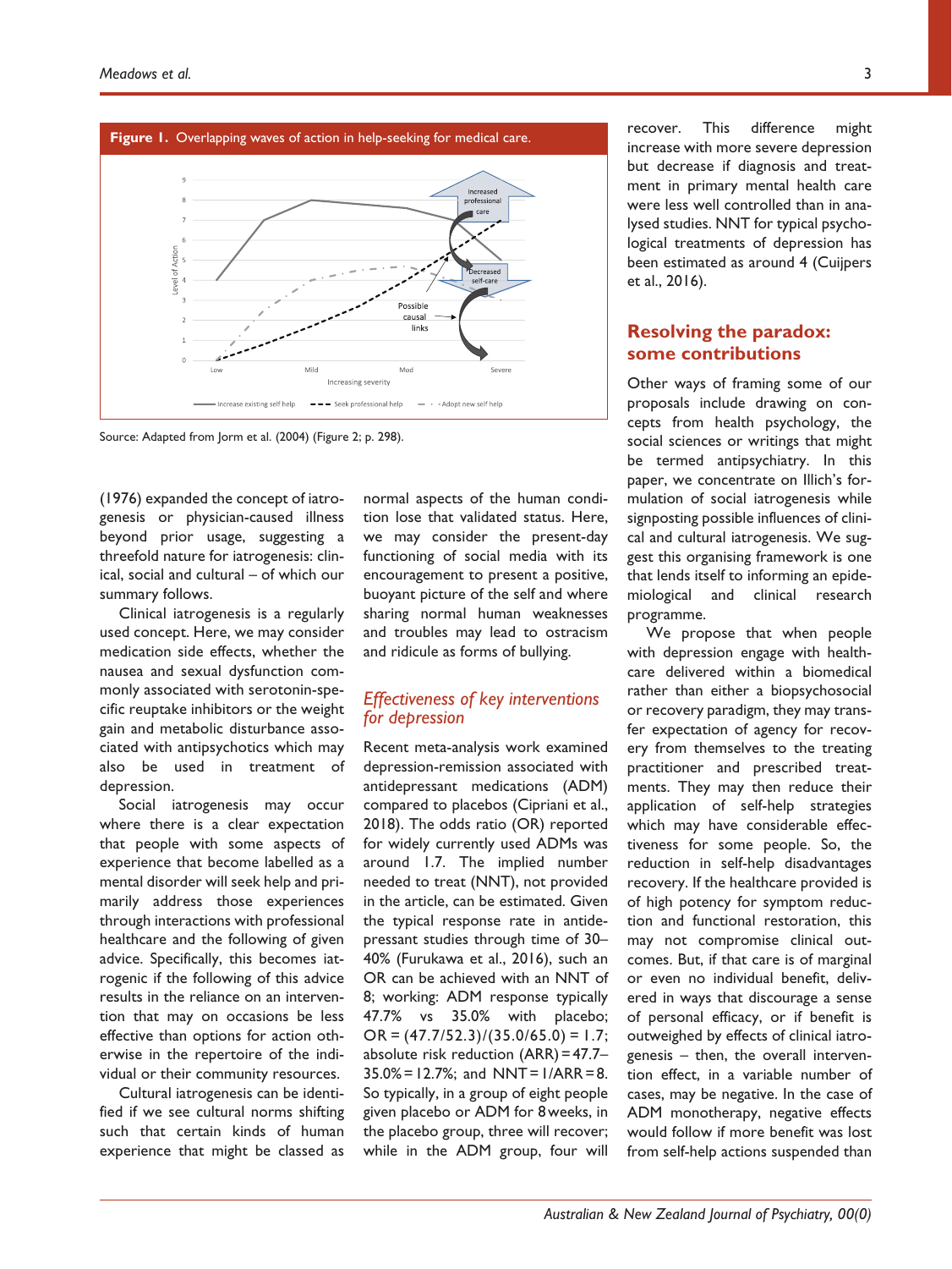**Figure 1.** Overlapping waves of action in help-seeking for medical care.

Source: Adapted from Jorm et al. (2004) (Figure 2; p. 298).

(1976) expanded the concept of iatrogenesis or physician-caused illness beyond prior usage, suggesting a threefold nature for iatrogenesis: clinical, social and cultural – of which our summary follows.

Clinical iatrogenesis is a regularly used concept. Here, we may consider medication side effects, whether the nausea and sexual dysfunction commonly associated with serotonin-specific reuptake inhibitors or the weight gain and metabolic disturbance associated with antipsychotics which may also be used in treatment of depression.

Social iatrogenesis may occur where there is a clear expectation that people with some aspects of experience that become labelled as a mental disorder will seek help and primarily address those experiences through interactions with professional healthcare and the following of given advice. Specifically, this becomes iatrogenic if the following of this advice results in the reliance on an intervention that may on occasions be less effective than options for action otherwise in the repertoire of the individual or their community resources.

Cultural iatrogenesis can be identified if we see cultural norms shifting such that certain kinds of human experience that might be classed as normal aspects of the human condition lose that validated status. Here, we may consider the present-day functioning of social media with its encouragement to present a positive, buoyant picture of the self and where sharing normal human weaknesses and troubles may lead to ostracism and ridicule as forms of bullying.

### *Effectiveness of key interventions for depression*

Recent meta-analysis work examined depression-remission associated with antidepressant medications (ADM) compared to placebos (Cipriani et al., 2018). The odds ratio (OR) reported for widely currently used ADMs was around 1.7. The implied number needed to treat (NNT), not provided in the article, can be estimated. Given the typical response rate in antidepressant studies through time of 30–40% (Furukawa et al., 2016), such an OR can be achieved with an NNT of 8; working: ADM response typically 47.7% vs 35.0% with placebo; OR = (47.7/52.3)/(35.0/65.0) = 1.7; absolute risk reduction (ARR) = 47.7–35.0% = 12.7%; and NNT = 1/ARR = 8. So typically, in a group of eight people given placebo or ADM for 8 weeks, in the placebo group, three will recover; while in the ADM group, four will recover. This difference might increase with more severe depression but decrease if diagnosis and treatment in primary mental health care were less well controlled than in analysed studies. NNT for typical psychological treatments of depression has been estimated as around 4 (Cuijpers et al., 2016).

## Resolving the paradox: some contributions

Other ways of framing some of our proposals include drawing on concepts from health psychology, the social sciences or writings that might be termed antipsychiatry. In this paper, we concentrate on Illich's formulation of social iatrogenesis while signposting possible influences of clinical and cultural iatrogenesis. We suggest this organising framework is one that lends itself to informing an epidemiological and clinical research programme.

We propose that when people with depression engage with healthcare delivered within a biomedical rather than either a biopsychosocial or recovery paradigm, they may transfer expectation of agency for recovery from themselves to the treating practitioner and prescribed treatments. They may then reduce their application of self-help strategies which may have considerable effectiveness for some people. So, the reduction in self-help disadvantages recovery. If the healthcare provided is of high potency for symptom reduction and functional restoration, this may not compromise clinical outcomes. But, if that care is of marginal or even no individual benefit, delivered in ways that discourage a sense of personal efficacy, or if benefit is outweighed by effects of clinical iatrogenesis – then, the overall intervention effect, in a variable number of cases, may be negative. In the case of ADM monotherapy, negative effects would follow if more benefit was lost from self-help actions suspended than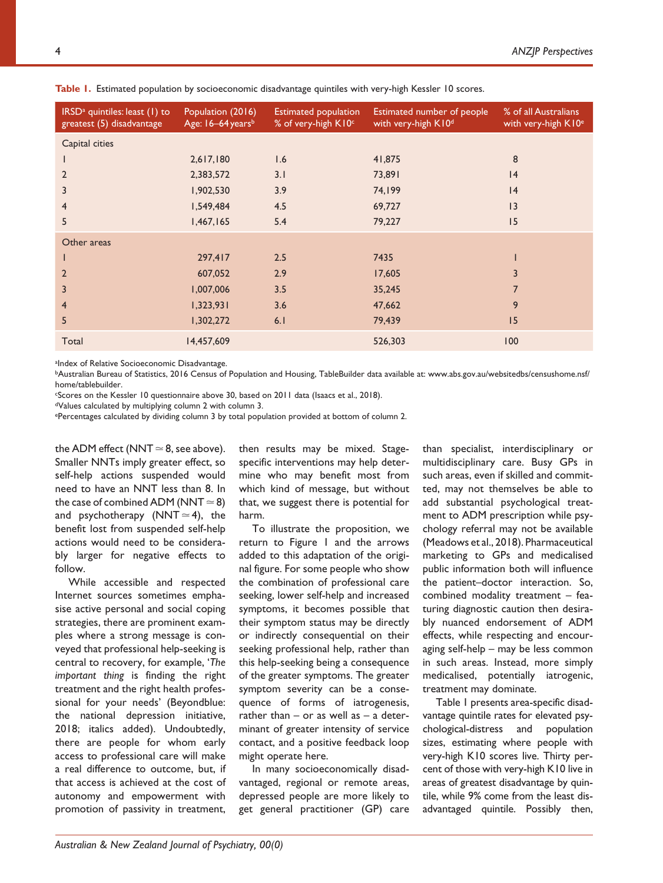**Table 1.** Estimated population by socioeconomic disadvantage quintiles with very-high Kessler 10 scores.

| IRSD[a] quintiles: least (1) to greatest (5) disadvantage | Population (2016) Age: 16–64 years[b] | Estimated population % of very-high K10[c] | Estimated number of people with very-high K10[d] | % of all Australians with very-high K10[e] |
|---|---|---|---|---|
| Capital cities | | | | |
| 1 | 2,617,180 | 1.6 | 41,875 | 8 |
| 2 | 2,383,572 | 3.1 | 73,891 | 14 |
| 3 | 1,902,530 | 3.9 | 74,199 | 14 |
| 4 | 1,549,484 | 4.5 | 69,727 | 13 |
| 5 | 1,467,165 | 5.4 | 79,227 | 15 |
| Other areas | | | | |
| 1 | 297,417 | 2.5 | 7435 | 1 |
| 2 | 607,052 | 2.9 | 17,605 | 3 |
| 3 | 1,007,006 | 3.5 | 35,245 | 7 |
| 4 | 1,323,931 | 3.6 | 47,662 | 9 |
| 5 | 1,302,272 | 6.1 | 79,439 | 15 |
| Total | 14,457,609 | | 526,303 | 100 |

[a]Index of Relative Socioeconomic Disadvantage.
[b]Australian Bureau of Statistics, 2016 Census of Population and Housing, TableBuilder data available at: www.abs.gov.au/websitedbs/censushome.nsf/home/tablebuilder.
[c]Scores on the Kessler 10 questionnaire above 30, based on 2011 data (Isaacs et al., 2018).
[d]Values calculated by multiplying column 2 with column 3.
[e]Percentages calculated by dividing column 3 by total population provided at bottom of column 2.

the ADM effect (NNT ≃ 8, see above). Smaller NNTs imply greater effect, so self-help actions suspended would need to have an NNT less than 8. In the case of combined ADM (NNT ≃ 8) and psychotherapy (NNT ≃ 4), the benefit lost from suspended self-help actions would need to be considerably larger for negative effects to follow.

While accessible and respected Internet sources sometimes emphasise active personal and social coping strategies, there are prominent examples where a strong message is conveyed that professional help-seeking is central to recovery, for example, '*The important thing* is finding the right treatment and the right health professional for your needs' (Beyondblue: the national depression initiative, 2018; italics added). Undoubtedly, there are people for whom early access to professional care will make a real difference to outcome, but, if that access is achieved at the cost of autonomy and empowerment with promotion of passivity in treatment, then results may be mixed. Stage-specific interventions may help determine who may benefit most from which kind of message, but without that, we suggest there is potential for harm.

To illustrate the proposition, we return to Figure 1 and the arrows added to this adaptation of the original figure. For some people who show the combination of professional care seeking, lower self-help and increased symptoms, it becomes possible that their symptom status may be directly or indirectly consequential on their seeking professional help, rather than this help-seeking being a consequence of the greater symptoms. The greater symptom severity can be a consequence of forms of iatrogenesis, rather than – or as well as – a determinant of greater intensity of service contact, and a positive feedback loop might operate here.

In many socioeconomically disadvantaged, regional or remote areas, depressed people are more likely to get general practitioner (GP) care than specialist, interdisciplinary or multidisciplinary care. Busy GPs in such areas, even if skilled and committed, may not themselves be able to add substantial psychological treatment to ADM prescription while psychology referral may not be available (Meadows et al., 2018). Pharmaceutical marketing to GPs and medicalised public information both will influence the patient–doctor interaction. So, combined modality treatment – featuring diagnostic caution then desirably nuanced endorsement of ADM effects, while respecting and encouraging self-help – may be less common in such areas. Instead, more simply medicalised, potentially iatrogenic, treatment may dominate.

Table 1 presents area-specific disadvantage quintile rates for elevated psychological-distress and population sizes, estimating where people with very-high K10 scores live. Thirty percent of those with very-high K10 live in areas of greatest disadvantage by quintile, while 9% come from the least disadvantaged quintile. Possibly then,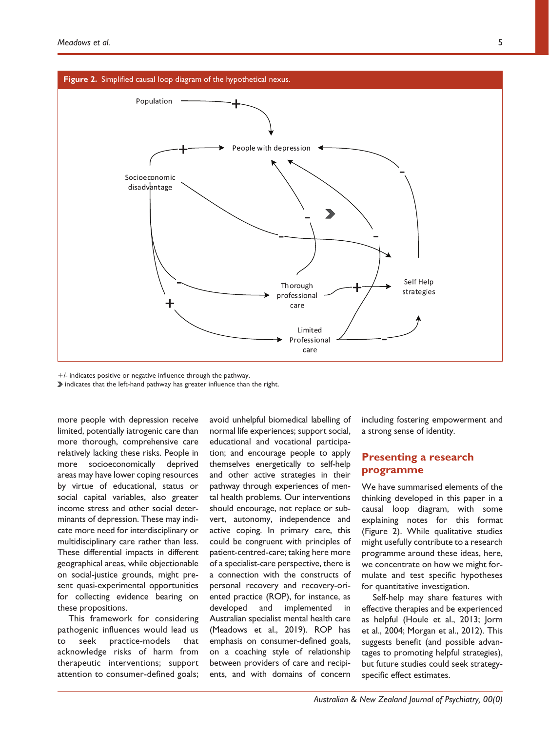**Figure 2.** Simplified causal loop diagram of the hypothetical nexus.

Population

People with depression

Socioeconomic disadvantage

Thorough professional care

Self Help strategies

Limited Professional care

+/- indicates positive or negative influence through the pathway.

➤ indicates that the left-hand pathway has greater influence than the right.

more people with depression receive limited, potentially iatrogenic care than more thorough, comprehensive care relatively lacking these risks. People in more socioeconomically deprived areas may have lower coping resources by virtue of educational, status or social capital variables, also greater income stress and other social determinants of depression. These may indicate more need for interdisciplinary or multidisciplinary care rather than less. These differential impacts in different geographical areas, while objectionable on social-justice grounds, might present quasi-experimental opportunities for collecting evidence bearing on these propositions.

This framework for considering pathogenic influences would lead us to seek practice-models that acknowledge risks of harm from therapeutic interventions; support attention to consumer-defined goals; avoid unhelpful biomedical labelling of normal life experiences; support social, educational and vocational participation; and encourage people to apply themselves energetically to self-help and other active strategies in their pathway through experiences of mental health problems. Our interventions should encourage, not replace or subvert, autonomy, independence and active coping. In primary care, this could be congruent with principles of patient-centred-care; taking here more of a specialist-care perspective, there is a connection with the constructs of personal recovery and recovery-oriented practice (ROP), for instance, as developed and implemented in Australian specialist mental health care (Meadows et al., 2019). ROP has emphasis on consumer-defined goals, on a coaching style of relationship between providers of care and recipients, and with domains of concern including fostering empowerment and a strong sense of identity.

## Presenting a research programme

We have summarised elements of the thinking developed in this paper in a causal loop diagram, with some explaining notes for this format (Figure 2). While qualitative studies might usefully contribute to a research programme around these ideas, here, we concentrate on how we might formulate and test specific hypotheses for quantitative investigation.

Self-help may share features with effective therapies and be experienced as helpful (Houle et al., 2013; Jorm et al., 2004; Morgan et al., 2012). This suggests benefit (and possible advantages to promoting helpful strategies), but future studies could seek strategy-specific effect estimates.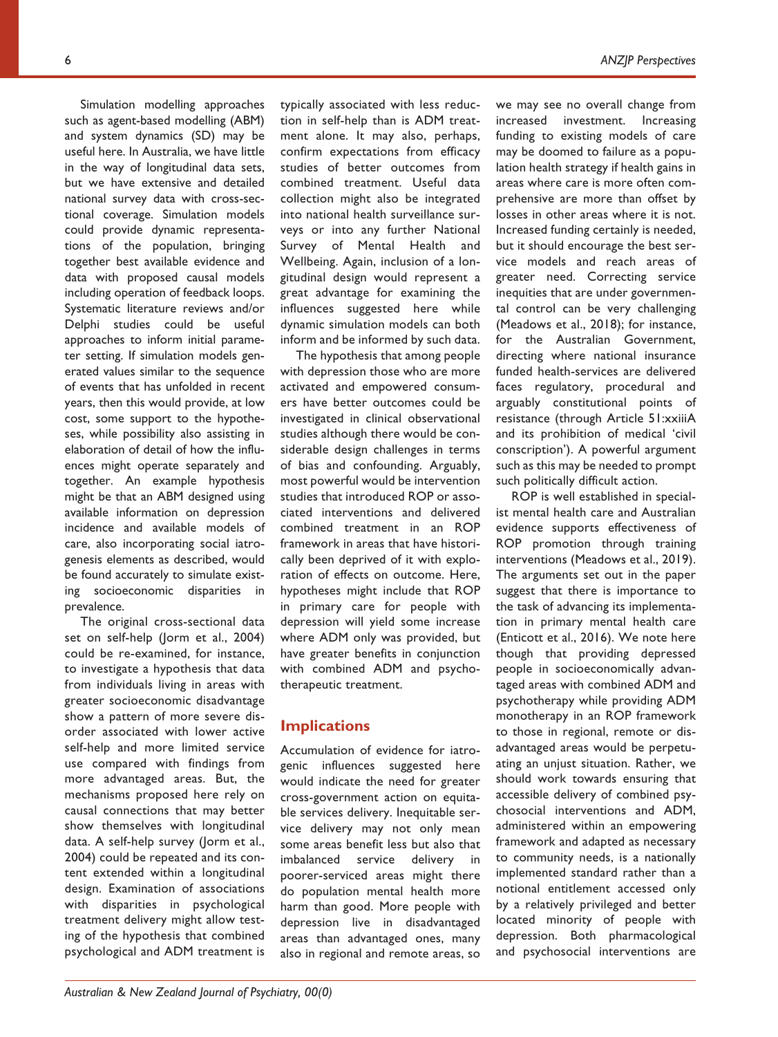Simulation modelling approaches such as agent-based modelling (ABM) and system dynamics (SD) may be useful here. In Australia, we have little in the way of longitudinal data sets, but we have extensive and detailed national survey data with cross-sectional coverage. Simulation models could provide dynamic representations of the population, bringing together best available evidence and data with proposed causal models including operation of feedback loops. Systematic literature reviews and/or Delphi studies could be useful approaches to inform initial parameter setting. If simulation models generated values similar to the sequence of events that has unfolded in recent years, then this would provide, at low cost, some support to the hypotheses, while possibility also assisting in elaboration of detail of how the influences might operate separately and together. An example hypothesis might be that an ABM designed using available information on depression incidence and available models of care, also incorporating social iatrogenesis elements as described, would be found accurately to simulate existing socioeconomic disparities in prevalence.

The original cross-sectional data set on self-help (Jorm et al., 2004) could be re-examined, for instance, to investigate a hypothesis that data from individuals living in areas with greater socioeconomic disadvantage show a pattern of more severe disorder associated with lower active self-help and more limited service use compared with findings from more advantaged areas. But, the mechanisms proposed here rely on causal connections that may better show themselves with longitudinal data. A self-help survey (Jorm et al., 2004) could be repeated and its content extended within a longitudinal design. Examination of associations with disparities in psychological treatment delivery might allow testing of the hypothesis that combined psychological and ADM treatment is typically associated with less reduction in self-help than is ADM treatment alone. It may also, perhaps, confirm expectations from efficacy studies of better outcomes from combined treatment. Useful data collection might also be integrated into national health surveillance surveys or into any further National Survey of Mental Health and Wellbeing. Again, inclusion of a longitudinal design would represent a great advantage for examining the influences suggested here while dynamic simulation models can both inform and be informed by such data.

The hypothesis that among people with depression those who are more activated and empowered consumers have better outcomes could be investigated in clinical observational studies although there would be considerable design challenges in terms of bias and confounding. Arguably, most powerful would be intervention studies that introduced ROP or associated interventions and delivered combined treatment in an ROP framework in areas that have historically been deprived of it with exploration of effects on outcome. Here, hypotheses might include that ROP in primary care for people with depression will yield some increase where ADM only was provided, but have greater benefits in conjunction with combined ADM and psychotherapeutic treatment.

## Implications

Accumulation of evidence for iatrogenic influences suggested here would indicate the need for greater cross-government action on equitable services delivery. Inequitable service delivery may not only mean some areas benefit less but also that imbalanced service delivery in poorer-serviced areas might there do population mental health more harm than good. More people with depression live in disadvantaged areas than advantaged ones, many also in regional and remote areas, so we may see no overall change from increased investment. Increasing funding to existing models of care may be doomed to failure as a population health strategy if health gains in areas where care is more often comprehensive are more than offset by losses in other areas where it is not. Increased funding certainly is needed, but it should encourage the best service models and reach areas of greater need. Correcting service inequities that are under governmental control can be very challenging (Meadows et al., 2018); for instance, for the Australian Government, directing where national insurance funded health-services are delivered faces regulatory, procedural and arguably constitutional points of resistance (through Article 51:xxiiiA and its prohibition of medical 'civil conscription'). A powerful argument such as this may be needed to prompt such politically difficult action.

ROP is well established in specialist mental health care and Australian evidence supports effectiveness of ROP promotion through training interventions (Meadows et al., 2019). The arguments set out in the paper suggest that there is importance to the task of advancing its implementation in primary mental health care (Enticott et al., 2016). We note here though that providing depressed people in socioeconomically advantaged areas with combined ADM and psychotherapy while providing ADM monotherapy in an ROP framework to those in regional, remote or disadvantaged areas would be perpetuating an unjust situation. Rather, we should work towards ensuring that accessible delivery of combined psychosocial interventions and ADM, administered within an empowering framework and adapted as necessary to community needs, is a nationally implemented standard rather than a notional entitlement accessed only by a relatively privileged and better located minority of people with depression. Both pharmacological and psychosocial interventions are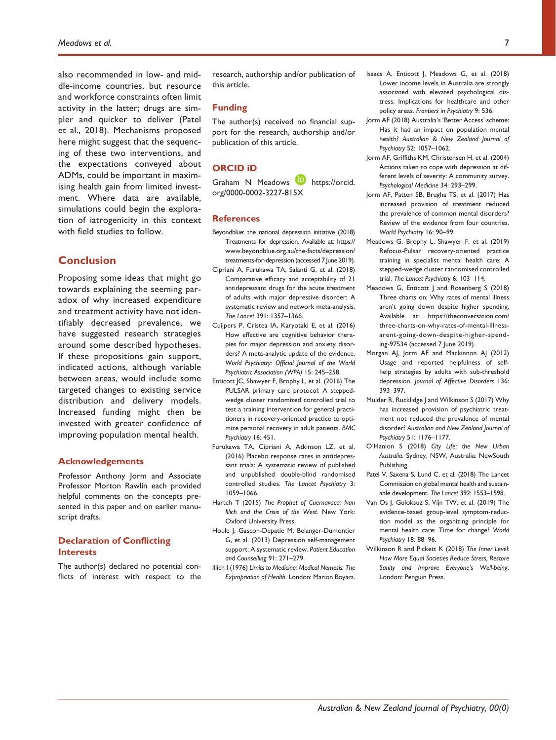also recommended in low- and middle-income countries, but resource and workforce constraints often limit activity in the latter; drugs are simpler and quicker to deliver (Patel et al., 2018). Mechanisms proposed here might suggest that the sequencing of these two interventions, and the expectations conveyed about ADMs, could be important in maximising health gain from limited investment. Where data are available, simulations could begin the exploration of iatrogenicity in this context with field studies to follow.

## Conclusion

Proposing some ideas that might go towards explaining the seeming paradox of why increased expenditure and treatment activity have not identifiably decreased prevalence, we have suggested research strategies around some described hypotheses. If these propositions gain support, indicated actions, although variable between areas, would include some targeted changes to existing service distribution and delivery models. Increased funding might then be invested with greater confidence of improving population mental health.

### Acknowledgements

Professor Anthony Jorm and Associate Professor Morton Rawlin each provided helpful comments on the concepts presented in this paper and on earlier manuscript drafts.

### Declaration of Conflicting Interests

The author(s) declared no potential conflicts of interest with respect to the research, authorship and/or publication of this article.

### Funding

The author(s) received no financial support for the research, authorship and/or publication of this article.

### ORCID iD

Graham N Meadows https://orcid.org/0000-0002-3227-815X

### References

Beyondblue: the national depression initiative (2018) Treatments for depression. Available at: https://www.beyondblue.org.au/the-facts/depression/treatments-for-depression (accessed 7 June 2019).

Cipriani A, Furukawa TA, Salanti G, et al. (2018) Comparative efficacy and acceptability of 21 antidepressant drugs for the acute treatment of adults with major depressive disorder: A systematic review and network meta-analysis. *The Lancet* 391: 1357–1366.

Cuijpers P, Cristea IA, Karyotaki E, et al. (2016) How effective are cognitive behavior therapies for major depression and anxiety disorders? A meta-analytic update of the evidence. *World Psychiatry: Official Journal of the World Psychiatric Association (WPA)* 15: 245–258.

Enticott JC, Shawyer F, Brophy L, et al. (2016) The PULSAR primary care protocol: A stepped-wedge cluster randomized controlled trial to test a training intervention for general practitioners in recovery-oriented practice to optimize personal recovery in adult patients. *BMC Psychiatry* 16: 451.

Furukawa TA, Cipriani A, Atkinson LZ, et al. (2016) Placebo response rates in antidepressant trials: A systematic review of published and unpublished double-blind randomised controlled studies. *The Lancet Psychiatry* 3: 1059–1066.

Hartch T (2015) *The Prophet of Cuernavaca: Ivan Illich and the Crisis of the West*. New York: Oxford University Press.

Houle J, Gascon-Depatie M, Belanger-Dumontier G, et al. (2013) Depression self-management support: A systematic review. *Patient Education and Counselling* 91: 271–279.

Illich I (1976) *Limits to Medicine: Medical Nemesis: The Expropriation of Health*. London: Marion Boyars.

Isaacs A, Enticott J, Meadows G, et al. (2018) Lower income levels in Australia are strongly associated with elevated psychological distress: Implications for healthcare and other policy areas. *Frontiers in Psychiatry* 9: 536.

Jorm AF (2018) Australia's 'Better Access' scheme: Has it had an impact on population mental health? *Australian & New Zealand Journal of Psychiatry* 52: 1057–1062.

Jorm AF, Griffiths KM, Christensen H, et al. (2004) Actions taken to cope with depression at different levels of severity: A community survey. *Psychological Medicine* 34: 293–299.

Jorm AF, Patten SB, Brugha TS, et al. (2017) Has increased provision of treatment reduced the prevalence of common mental disorders? Review of the evidence from four countries. *World Psychiatry* 16: 90–99.

Meadows G, Brophy L, Shawyer F, et al. (2019) Refocus-Pulsar recovery-oriented practice training in specialist mental health care: A stepped-wedge cluster randomised controlled trial. *The Lancet Psychiatry* 6: 103–114.

Meadows G, Enticott J and Rosenberg S (2018) Three charts on: Why rates of mental illness aren't going down despite higher spending. Available at: https://theconversation.com/three-charts-on-why-rates-of-mental-illness-arent-going-down-despite-higher-spending-97534 (accessed 7 June 2019).

Morgan AJ, Jorm AF and Mackinnon AJ (2012) Usage and reported helpfulness of self-help strategies by adults with sub-threshold depression. *Journal of Affective Disorders* 136: 393–397.

Mulder R, Rucklidge J and Wilkinson S (2017) Why has increased provision of psychiatric treatment not reduced the prevalence of mental disorder? *Australian and New Zealand Journal of Psychiatry* 51: 1176–1177.

O'Hanlon S (2018) *City Life; the New Urban Australia*. Sydney, NSW, Australia: NewSouth Publishing.

Patel V, Saxena S, Lund C, et al. (2018) The Lancet Commission on global mental health and sustainable development. *The Lancet* 392: 1553–1598.

Van Os J, Guloksuz S, Vijn TW, et al. (2019) The evidence-based group-level symptom-reduction model as the organizing principle for mental health care: Time for change? *World Psychiatry* 18: 88–96.

Wilkinson R and Pickett K (2018) *The Inner Level: How More Equal Societies Reduce Stress, Restore Sanity and Improve Everyone's Well-being*. London: Penguin Press.